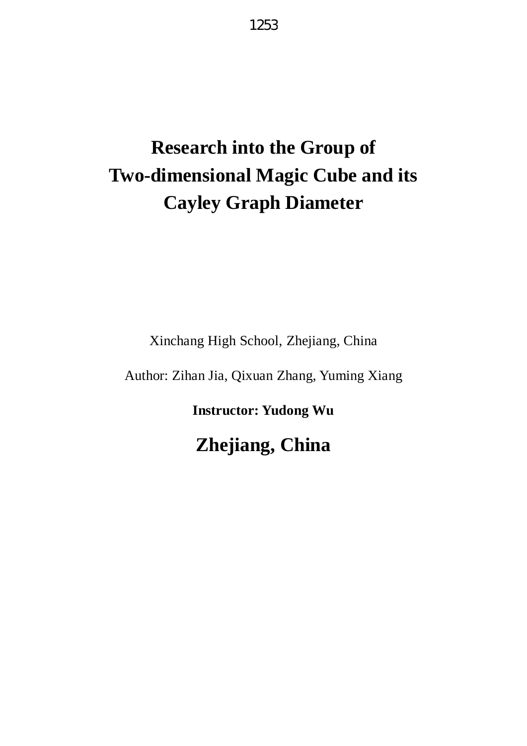1253

# Research into the Group of Two-dimensional Magic Cube and its Cayley Graph Diameter

Xinchang High School, Zhejiang, China

Author: Zihan Jia, Qixuan Zhang, Yuming Xiang

**Instructor: Yudong Wu**

**Zhejiang, China**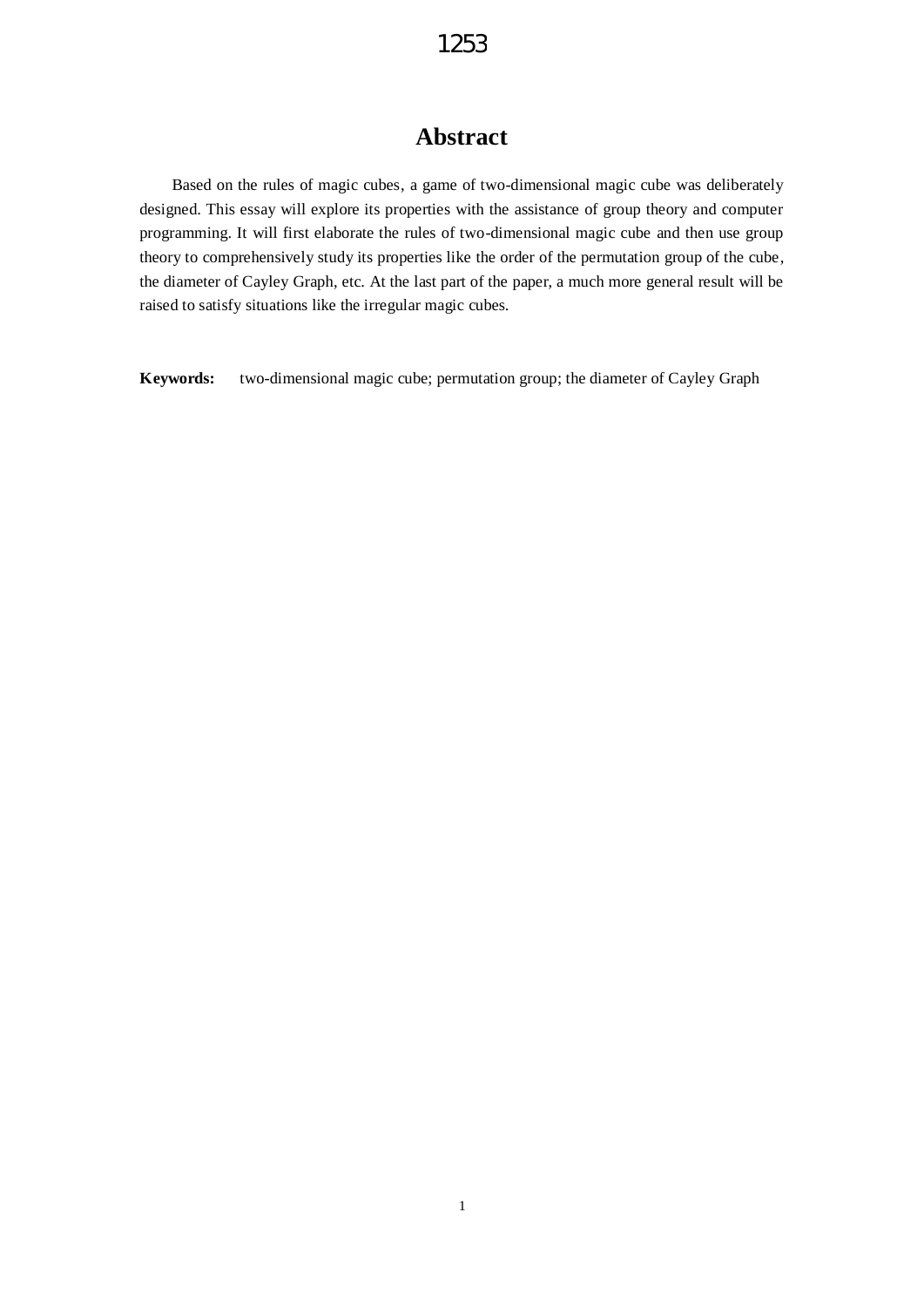# Abstract

Based on the rules of magic cubes, a game of two-dimensional magic cube was deliberately designed. This essay will explore its properties with the assistance of group theory and computer programming. It will first elaborate the rules of two-dimensional magic cube and then use group theory to comprehensively study its properties like the order of the permutation group of the cube, the diameter of Cayley Graph, etc. At the last part of the paper, a much more general result will be raised to satisfy situations like the irregular magic cubes.

**Keywords:** two-dimensional magic cube; permutation group; the diameter of Cayley Graph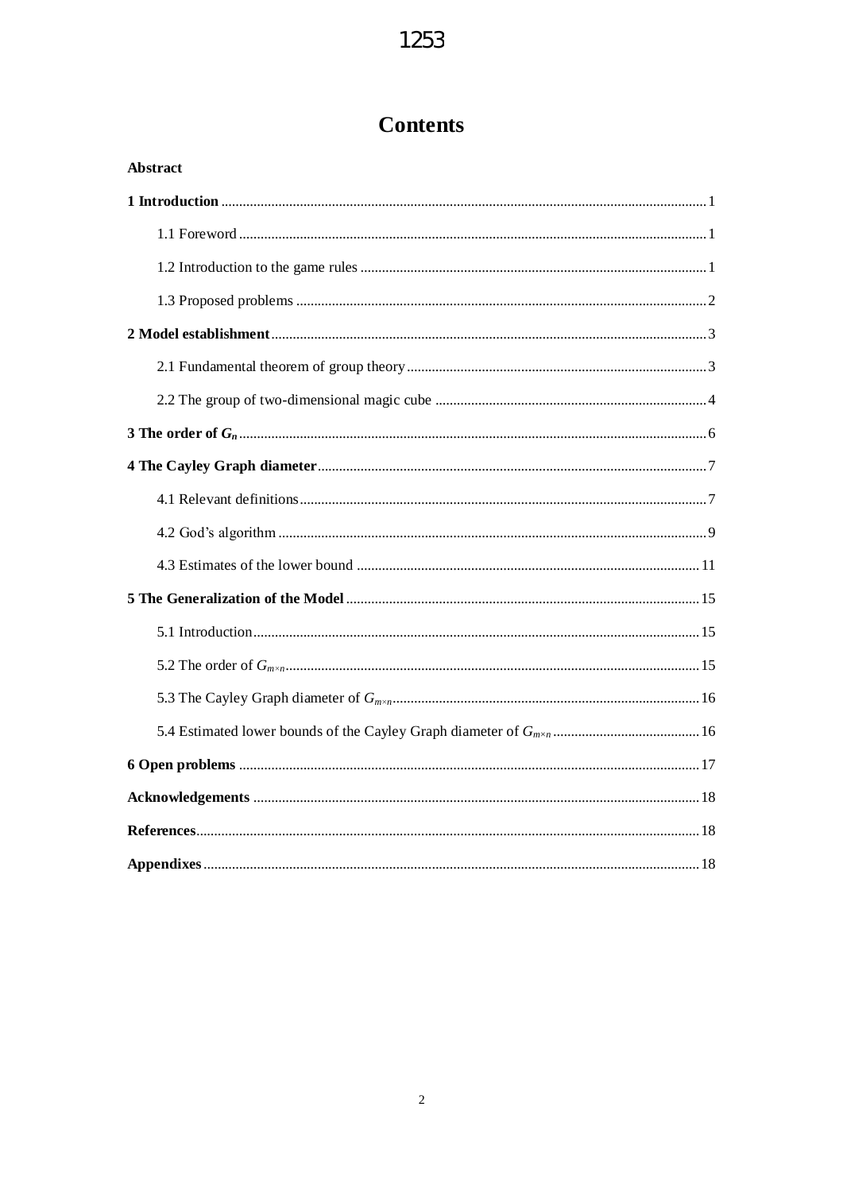# Contents

**Abstract**

**1 Introduction** .......... 1

1.1 Foreword .......... 1

1.2 Introduction to the game rules .......... 1

1.3 Proposed problems .......... 2

**2 Model establishment** .......... 3

2.1 Fundamental theorem of group theory .......... 3

2.2 The group of two-dimensional magic cube .......... 4

**3 The order of $G_n$** .......... 6

**4 The Cayley Graph diameter** .......... 7

4.1 Relevant definitions .......... 7

4.2 God's algorithm .......... 9

4.3 Estimates of the lower bound .......... 11

**5 The Generalization of the Model** .......... 15

5.1 Introduction .......... 15

5.2 The order of $G_{m\times n}$ .......... 15

5.3 The Cayley Graph diameter of $G_{m\times n}$ .......... 16

5.4 Estimated lower bounds of the Cayley Graph diameter of $G_{m\times n}$ .......... 16

**6 Open problems** .......... 17

**Acknowledgements** .......... 18

**References** .......... 18

**Appendixes** .......... 18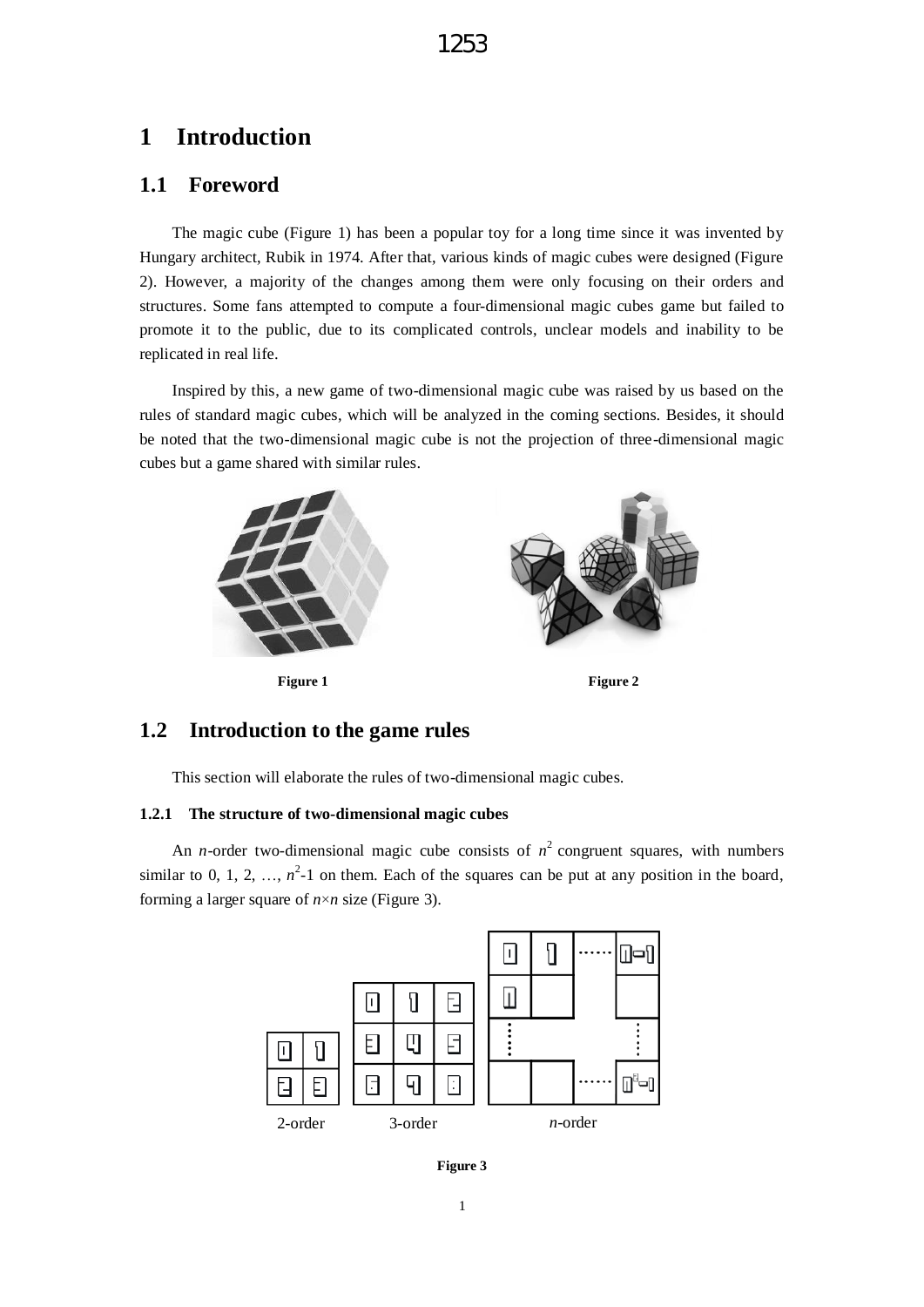# 1 Introduction

## 1.1 Foreword

The magic cube (Figure 1) has been a popular toy for a long time since it was invented by Hungary architect, Rubik in 1974. After that, various kinds of magic cubes were designed (Figure 2). However, a majority of the changes among them were only focusing on their orders and structures. Some fans attempted to compute a four-dimensional magic cubes game but failed to promote it to the public, due to its complicated controls, unclear models and inability to be replicated in real life.

Inspired by this, a new game of two-dimensional magic cube was raised by us based on the rules of standard magic cubes, which will be analyzed in the coming sections. Besides, it should be noted that the two-dimensional magic cube is not the projection of three-dimensional magic cubes but a game shared with similar rules.

**Figure 1**

**Figure 2**

## 1.2 Introduction to the game rules

This section will elaborate the rules of two-dimensional magic cubes.

### 1.2.1 The structure of two-dimensional magic cubes

An $n$-order two-dimensional magic cube consists of $n^2$ congruent squares, with numbers similar to 0, 1, 2, …, $n^2$-1 on them. Each of the squares can be put at any position in the board, forming a larger square of $n \times n$ size (Figure 3).

2-order 3-order $n$-order

**Figure 3**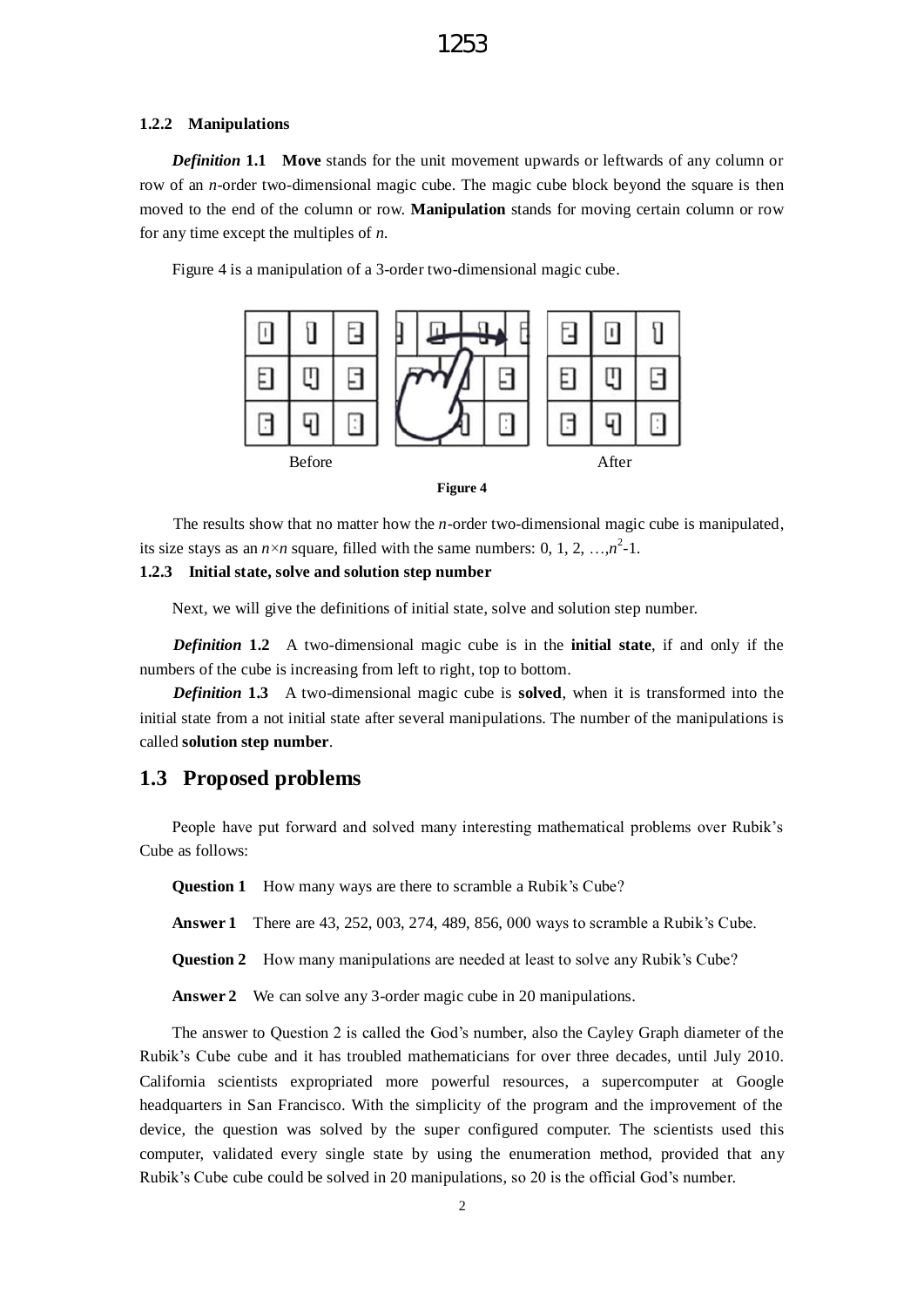#### 1.2.2 Manipulations

***Definition* 1.1** **Move** stands for the unit movement upwards or leftwards of any column or row of an *n*-order two-dimensional magic cube. The magic cube block beyond the square is then moved to the end of the column or row. **Manipulation** stands for moving certain column or row for any time except the multiples of *n*.

Figure 4 is a manipulation of a 3-order two-dimensional magic cube.

Before After

**Figure 4**

The results show that no matter how the *n*-order two-dimensional magic cube is manipulated, its size stays as an $n \times n$ square, filled with the same numbers: 0, 1, 2, …,$n^2$-1.

#### 1.2.3 Initial state, solve and solution step number

Next, we will give the definitions of initial state, solve and solution step number.

***Definition* 1.2** A two-dimensional magic cube is in the **initial state**, if and only if the numbers of the cube is increasing from left to right, top to bottom.

***Definition* 1.3** A two-dimensional magic cube is **solved**, when it is transformed into the initial state from a not initial state after several manipulations. The number of the manipulations is called **solution step number**.

## 1.3 Proposed problems

People have put forward and solved many interesting mathematical problems over Rubik's Cube as follows:

**Question 1** How many ways are there to scramble a Rubik's Cube?

**Answer 1** There are 43, 252, 003, 274, 489, 856, 000 ways to scramble a Rubik's Cube.

**Question 2** How many manipulations are needed at least to solve any Rubik's Cube?

**Answer 2** We can solve any 3-order magic cube in 20 manipulations.

The answer to Question 2 is called the God's number, also the Cayley Graph diameter of the Rubik's Cube cube and it has troubled mathematicians for over three decades, until July 2010. California scientists expropriated more powerful resources, a supercomputer at Google headquarters in San Francisco. With the simplicity of the program and the improvement of the device, the question was solved by the super configured computer. The scientists used this computer, validated every single state by using the enumeration method, provided that any Rubik's Cube cube could be solved in 20 manipulations, so 20 is the official God's number.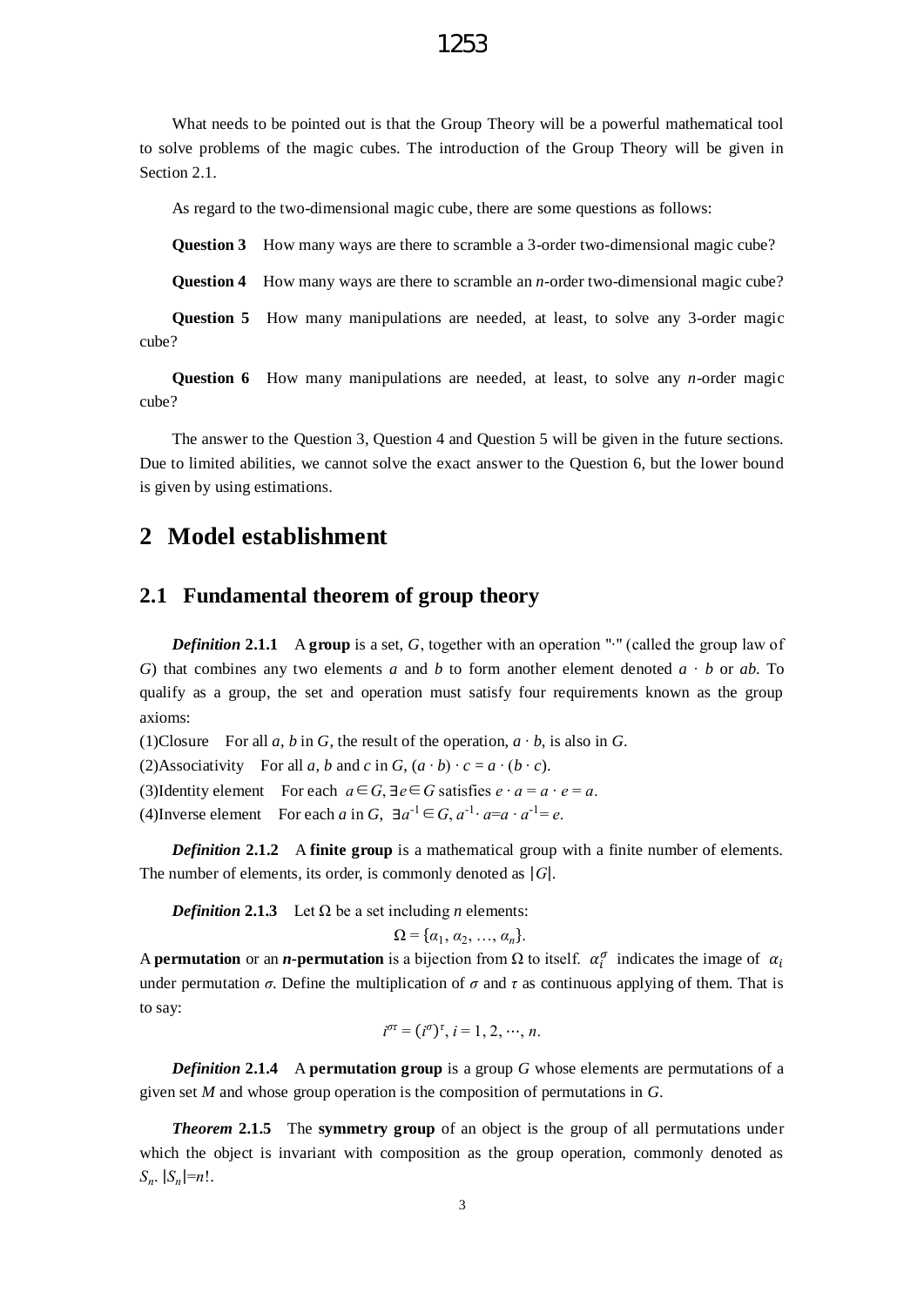What needs to be pointed out is that the Group Theory will be a powerful mathematical tool to solve problems of the magic cubes. The introduction of the Group Theory will be given in Section 2.1.

As regard to the two-dimensional magic cube, there are some questions as follows:

**Question 3** How many ways are there to scramble a 3-order two-dimensional magic cube?

**Question 4** How many ways are there to scramble an $n$-order two-dimensional magic cube?

**Question 5** How many manipulations are needed, at least, to solve any 3-order magic cube?

**Question 6** How many manipulations are needed, at least, to solve any $n$-order magic cube?

The answer to the Question 3, Question 4 and Question 5 will be given in the future sections. Due to limited abilities, we cannot solve the exact answer to the Question 6, but the lower bound is given by using estimations.

# 2 Model establishment

## 2.1 Fundamental theorem of group theory

***Definition* 2.1.1** A **group** is a set, $G$, together with an operation "$\cdot$" (called the group law of $G$) that combines any two elements $a$ and $b$ to form another element denoted $a \cdot b$ or $ab$. To qualify as a group, the set and operation must satisfy four requirements known as the group axioms:

(1)Closure For all $a$, $b$ in $G$, the result of the operation, $a \cdot b$, is also in $G$.

(2)Associativity For all $a$, $b$ and $c$ in $G$, $(a \cdot b) \cdot c = a \cdot (b \cdot c)$.

(3)Identity element For each $a \in G$, $\exists e \in G$ satisfies $e \cdot a = a \cdot e = a$.

(4)Inverse element For each $a$ in $G$, $\exists a^{-1} \in G$, $a^{-1} \cdot a = a \cdot a^{-1} = e$.

***Definition* 2.1.2** A **finite group** is a mathematical group with a finite number of elements. The number of elements, its order, is commonly denoted as $|G|$.

***Definition* 2.1.3** Let $\Omega$ be a set including $n$ elements:

$$\Omega = \{\alpha_1, \alpha_2, \ldots, \alpha_n\}.$$

A **permutation** or an ***n*-permutation** is a bijection from $\Omega$ to itself. $\alpha_i^{\sigma}$ indicates the image of $\alpha_i$ under permutation $\sigma$. Define the multiplication of $\sigma$ and $\tau$ as continuous applying of them. That is to say:

$$i^{\sigma\tau} = (i^{\sigma})^{\tau},\ i = 1, 2, \cdots, n.$$

***Definition* 2.1.4** A **permutation group** is a group $G$ whose elements are permutations of a given set $M$ and whose group operation is the composition of permutations in $G$.

***Theorem* 2.1.5** The **symmetry group** of an object is the group of all permutations under which the object is invariant with composition as the group operation, commonly denoted as $S_n$. $|S_n|=n!$.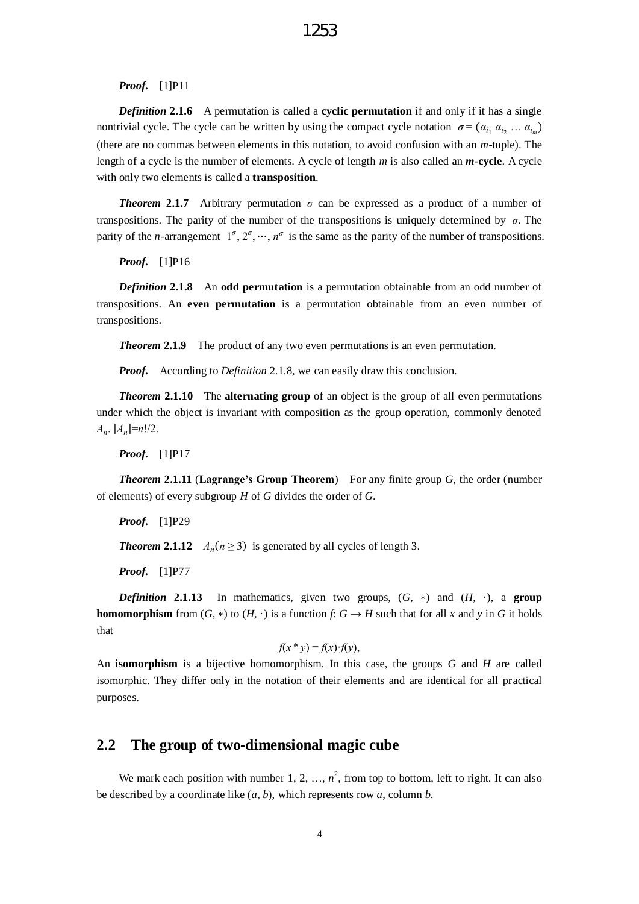***Proof.*** [1]P11

***Definition* 2.1.6** A permutation is called a **cyclic permutation** if and only if it has a single nontrivial cycle. The cycle can be written by using the compact cycle notation $\sigma = (\alpha_{i_1}\ \alpha_{i_2}\ \ldots\ \alpha_{i_m})$ (there are no commas between elements in this notation, to avoid confusion with an $m$-tuple). The length of a cycle is the number of elements. A cycle of length $m$ is also called an ***m*-cycle**. A cycle with only two elements is called a **transposition**.

***Theorem* 2.1.7** Arbitrary permutation $\sigma$ can be expressed as a product of a number of transpositions. The parity of the number of the transpositions is uniquely determined by $\sigma$. The parity of the $n$-arrangement $1^\sigma, 2^\sigma, \cdots, n^\sigma$ is the same as the parity of the number of transpositions.

***Proof.*** [1]P16

***Definition* 2.1.8** An **odd permutation** is a permutation obtainable from an odd number of transpositions. An **even permutation** is a permutation obtainable from an even number of transpositions.

***Theorem* 2.1.9** The product of any two even permutations is an even permutation.

***Proof.*** According to *Definition* 2.1.8, we can easily draw this conclusion.

***Theorem* 2.1.10** The **alternating group** of an object is the group of all even permutations under which the object is invariant with composition as the group operation, commonly denoted $A_n$. $|A_n|=n!/2$.

***Proof.*** [1]P17

***Theorem* 2.1.11 (Lagrange's Group Theorem)** For any finite group $G$, the order (number of elements) of every subgroup $H$ of $G$ divides the order of $G$.

***Proof.*** [1]P29

***Theorem* 2.1.12** $A_n (n \geq 3)$ is generated by all cycles of length 3.

***Proof.*** [1]P77

***Definition* 2.1.13** In mathematics, given two groups, $(G, *)$ and $(H, \cdot)$, a **group homomorphism** from $(G, *)$ to $(H, \cdot)$ is a function $f$: $G \rightarrow H$ such that for all $x$ and $y$ in $G$ it holds that

$$f(x * y) = f(x) \cdot f(y),$$

An **isomorphism** is a bijective homomorphism. In this case, the groups $G$ and $H$ are called isomorphic. They differ only in the notation of their elements and are identical for all practical purposes.

## 2.2 The group of two-dimensional magic cube

We mark each position with number 1, 2, …, $n^2$, from top to bottom, left to right. It can also be described by a coordinate like $(a, b)$, which represents row $a$, column $b$.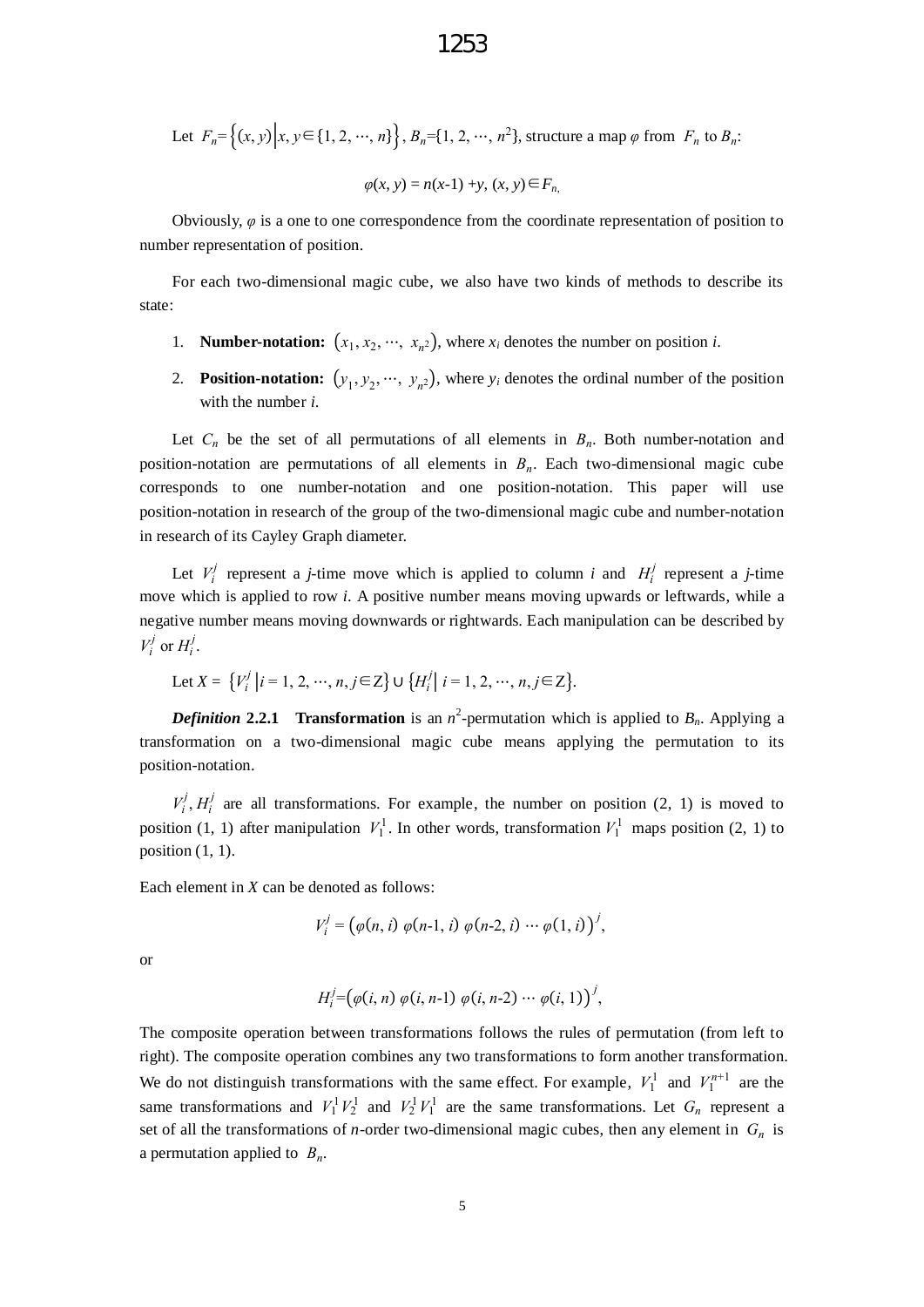Let $F_n = \{(x, y) | x, y \in \{1, 2, \cdots, n\}\}$, $B_n = \{1, 2, \cdots, n^2\}$, structure a map $\varphi$ from $F_n$ to $B_n$:

$$\varphi(x, y) = n(x-1) + y, \ (x, y) \in F_n,$$

Obviously, $\varphi$ is a one to one correspondence from the coordinate representation of position to number representation of position.

For each two-dimensional magic cube, we also have two kinds of methods to describe its state:

1. **Number-notation:** $(x_1, x_2, \cdots, x_{n^2})$, where $x_i$ denotes the number on position $i$.
2. **Position-notation:** $(y_1, y_2, \cdots, y_{n^2})$, where $y_i$ denotes the ordinal number of the position with the number $i$.

Let $C_n$ be the set of all permutations of all elements in $B_n$. Both number-notation and position-notation are permutations of all elements in $B_n$. Each two-dimensional magic cube corresponds to one number-notation and one position-notation. This paper will use position-notation in research of the group of the two-dimensional magic cube and number-notation in research of its Cayley Graph diameter.

Let $V_i^j$ represent a $j$-time move which is applied to column $i$ and $H_i^j$ represent a $j$-time move which is applied to row $i$. A positive number means moving upwards or leftwards, while a negative number means moving downwards or rightwards. Each manipulation can be described by $V_i^j$ or $H_i^j$.

Let $X = \{V_i^j \mid i = 1, 2, \cdots, n, j \in \mathbb{Z}\} \cup \{H_i^j \mid i = 1, 2, \cdots, n, j \in \mathbb{Z}\}$.

***Definition* 2.2.1 Transformation** is an $n^2$-permutation which is applied to $B_n$. Applying a transformation on a two-dimensional magic cube means applying the permutation to its position-notation.

$V_i^j, H_i^j$ are all transformations. For example, the number on position (2, 1) is moved to position (1, 1) after manipulation $V_1^1$. In other words, transformation $V_1^1$ maps position (2, 1) to position (1, 1).

Each element in $X$ can be denoted as follows:

$$V_i^j = \big(\varphi(n, i)\ \varphi(n\text{-}1, i)\ \varphi(n\text{-}2, i) \cdots \varphi(1, i)\big)^j,$$

or

$$H_i^j = \big(\varphi(i, n)\ \varphi(i, n\text{-}1)\ \varphi(i, n\text{-}2) \cdots \varphi(i, 1)\big)^j,$$

The composite operation between transformations follows the rules of permutation (from left to right). The composite operation combines any two transformations to form another transformation. We do not distinguish transformations with the same effect. For example, $V_1^1$ and $V_1^{n+1}$ are the same transformations and $V_1^1 V_2^1$ and $V_2^1 V_1^1$ are the same transformations. Let $G_n$ represent a set of all the transformations of $n$-order two-dimensional magic cubes, then any element in $G_n$ is a permutation applied to $B_n$.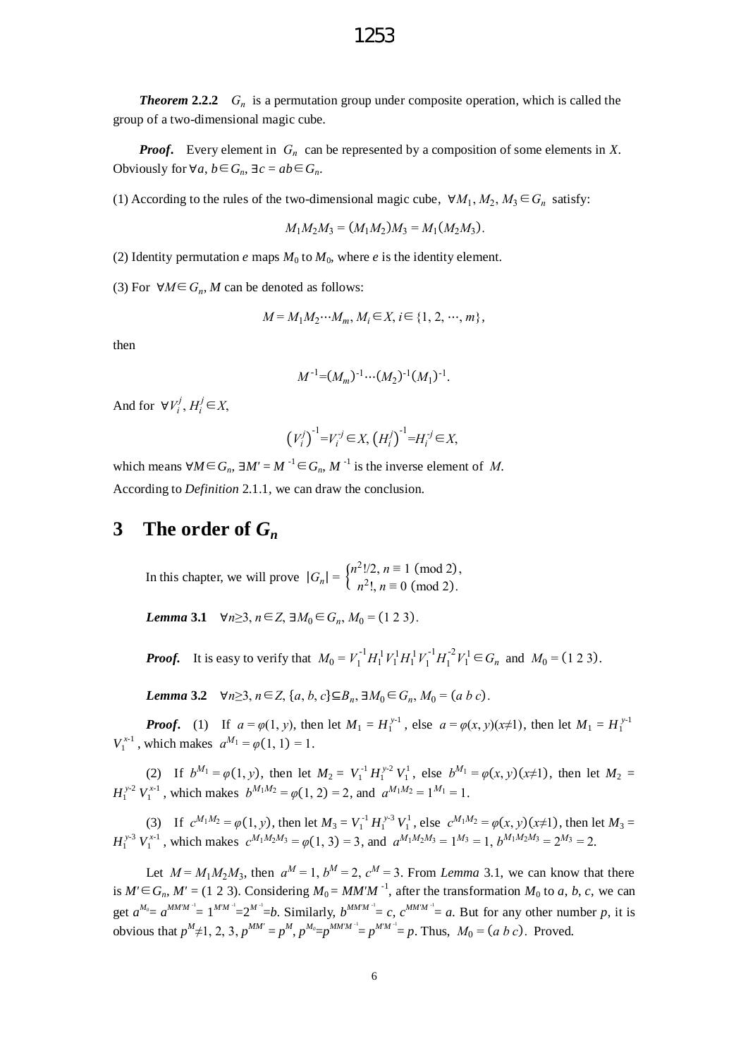***Theorem* 2.2.2** $G_n$ is a permutation group under composite operation, which is called the group of a two-dimensional magic cube.

***Proof*.** Every element in $G_n$ can be represented by a composition of some elements in $X$. Obviously for $\forall a, b \in G_n, \exists c = ab \in G_n$.

(1) According to the rules of the two-dimensional magic cube, $\forall M_1, M_2, M_3 \in G_n$ satisfy:

$$M_1M_2M_3 = (M_1M_2)M_3 = M_1(M_2M_3).$$

(2) Identity permutation $e$ maps $M_0$ to $M_0$, where $e$ is the identity element.

(3) For $\forall M \in G_n$, $M$ can be denoted as follows:

$$M = M_1M_2 \cdots M_m, M_i \in X, i \in \{1, 2, \cdots, m\},$$

then

$$M^{-1} = (M_m)^{-1} \cdots (M_2)^{-1}(M_1)^{-1}.$$

And for $\forall V_i^j, H_i^j \in X$,

$$\left(V_i^j\right)^{-1} = V_i^{-j} \in X, \left(H_i^j\right)^{-1} = H_i^{-j} \in X,$$

which means $\forall M \in G_n, \exists M' = M^{-1} \in G_n$, $M^{-1}$ is the inverse element of $M$.

According to *Definition* 2.1.1, we can draw the conclusion.

# 3 The order of $G_n$

In this chapter, we will prove $|G_n| = \begin{cases} n^2!/2, n \equiv 1 \pmod 2, \\ n^2!, n \equiv 0 \pmod 2. \end{cases}$

***Lemma* 3.1** $\forall n \geq 3, n \in Z, \exists M_0 \in G_n, M_0 = (1\ 2\ 3)$.

***Proof*.** It is easy to verify that $M_0 = V_1^{-1}H_1^1V_1^1H_1^1V_1^{-1}H_1^{-2}V_1^1 \in G_n$ and $M_0 = (1\ 2\ 3)$.

***Lemma* 3.2** $\forall n \geq 3, n \in Z, \{a, b, c\} \subseteq B_n, \exists M_0 \in G_n, M_0 = (a\ b\ c)$.

***Proof*.** (1) If $a = \varphi(1, y)$, then let $M_1 = H_1^{y-1}$, else $a = \varphi(x, y)(x \neq 1)$, then let $M_1 = H_1^{y-1}V_1^{x-1}$, which makes $a^{M_1} = \varphi(1, 1) = 1$.

(2) If $b^{M_1} = \varphi(1, y)$, then let $M_2 = V_1^{-1}H_1^{y-2}V_1^1$, else $b^{M_1} = \varphi(x, y)(x \neq 1)$, then let $M_2 = H_1^{y-2}V_1^{x-1}$, which makes $b^{M_1M_2} = \varphi(1, 2) = 2$, and $a^{M_1M_2} = 1^{M_1} = 1$.

(3) If $c^{M_1M_2} = \varphi(1, y)$, then let $M_3 = V_1^{-1}H_1^{y-3}V_1^1$, else $c^{M_1M_2} = \varphi(x, y)(x \neq 1)$, then let $M_3 = H_1^{y-3}V_1^{x-1}$, which makes $c^{M_1M_2M_3} = \varphi(1, 3) = 3$, and $a^{M_1M_2M_3} = 1^{M_3} = 1$, $b^{M_1M_2M_3} = 2^{M_3} = 2$.

Let $M = M_1M_2M_3$, then $a^M = 1$, $b^M = 2$, $c^M = 3$. From *Lemma* 3.1, we can know that there is $M' \in G_n$, $M' = (1\ 2\ 3)$. Considering $M_0 = MM'M^{-1}$, after the transformation $M_0$ to $a$, $b$, $c$, we can get $a^{M_0} = a^{MM'M^{-1}} = 1^{M'M^{-1}} = 2^{M^{-1}} = b$. Similarly, $b^{MM'M^{-1}} = c$, $c^{MM'M^{-1}} = a$. But for any other number $p$, it is obvious that $p^M \neq 1, 2, 3$, $p^{MM'} = p^M$, $p^{M_0} = p^{MM'M^{-1}} = p^{M'M^{-1}} = p$. Thus, $M_0 = (a\ b\ c)$. Proved.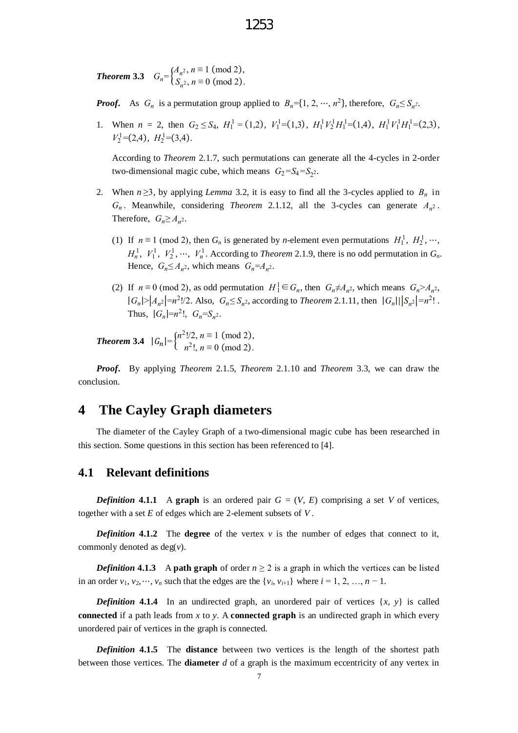***Theorem* 3.3** $G_n=\begin{cases}A_{n^2},\ n\equiv 1\ (\text{mod } 2),\\ S_{n^2},\ n\equiv 0\ (\text{mod } 2).\end{cases}$

***Proof.*** As $G_n$ is a permutation group applied to $B_n=\{1, 2, \cdots, n^2\}$, therefore, $G_n\leq S_{n^2}$.

1. When $n = 2$, then $G_2 \leq S_4$, $H_1^1 = (1,2)$, $V_1^1=(1,3)$, $H_1^1V_2^1H_1^1=(1,4)$, $H_1^1V_1^1H_1^1=(2,3)$, $V_2^1=(2,4)$, $H_2^1=(3,4)$.

   According to *Theorem* 2.1.7, such permutations can generate all the 4-cycles in 2-order two-dimensional magic cube, which means $G_2=S_4=S_{2^2}$.

2. When $n\geq 3$, by applying *Lemma* 3.2, it is easy to find all the 3-cycles applied to $B_n$ in $G_n$. Meanwhile, considering *Theorem* 2.1.12, all the 3-cycles can generate $A_{n^2}$. Therefore, $G_n\geq A_{n^2}$.

   (1) If $n\equiv 1$ (mod 2), then $G_n$ is generated by $n$-element even permutations $H_1^1$, $H_2^1, \cdots$, $H_n^1$, $V_1^1$, $V_2^1, \cdots$, $V_n^1$. According to *Theorem* 2.1.9, there is no odd permutation in $G_n$. Hence, $G_n\leq A_{n^2}$, which means $G_n=A_{n^2}$.

   (2) If $n\equiv 0$ (mod 2), as odd permutation $H_1^1\in G_n$, then $G_n\neq A_{n^2}$, which means $G_n>A_{n^2}$, $|G_n|>|A_{n^2}|=n^2!/2$. Also, $G_n\leq S_{n^2}$, according to *Theorem* 2.1.11, then $|G_n|\,|\,|S_{n^2}|=n^2!$. Thus, $|G_n|=n^2!$, $G_n=S_{n^2}$.

***Theorem* 3.4** $|G_n|=\begin{cases}n^2!/2,\ n\equiv 1\ (\text{mod } 2),\\ n^2!,\ n\equiv 0\ (\text{mod } 2).\end{cases}$

***Proof.*** By applying *Theorem* 2.1.5, *Theorem* 2.1.10 and *Theorem* 3.3, we can draw the conclusion.

# 4 The Cayley Graph diameters

The diameter of the Cayley Graph of a two-dimensional magic cube has been researched in this section. Some questions in this section has been referenced to [4].

## 4.1 Relevant definitions

***Definition* 4.1.1** A **graph** is an ordered pair $G = (V, E)$ comprising a set $V$ of vertices, together with a set $E$ of edges which are 2-element subsets of $V$.

***Definition* 4.1.2** The **degree** of the vertex $v$ is the number of edges that connect to it, commonly denoted as $\deg(v)$.

***Definition* 4.1.3** A **path graph** of order $n\geq 2$ is a graph in which the vertices can be listed in an order $v_1, v_2, \cdots, v_n$ such that the edges are the $\{v_i, v_{i+1}\}$ where $i = 1, 2, \ldots, n-1$.

***Definition* 4.1.4** In an undirected graph, an unordered pair of vertices $\{x, y\}$ is called **connected** if a path leads from $x$ to $y$. A **connected graph** is an undirected graph in which every unordered pair of vertices in the graph is connected.

***Definition* 4.1.5** The **distance** between two vertices is the length of the shortest path between those vertices. The **diameter** $d$ of a graph is the maximum eccentricity of any vertex in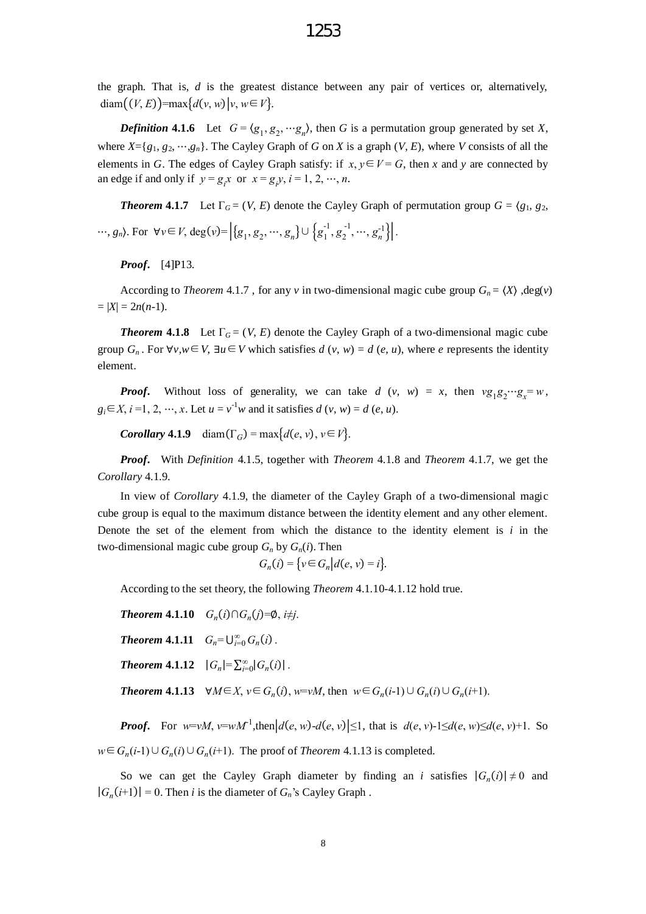the graph. That is, $d$ is the greatest distance between any pair of vertices or, alternatively, $\operatorname{diam}\big((V, E)\big)=\max\{d(v, w)\,|v, w\in V\}$.

***Definition* 4.1.6** Let $G=\langle g_1, g_2, \cdots g_n\rangle$, then $G$ is a permutation group generated by set $X$, where $X=\{g_1, g_2, \cdots, g_n\}$. The Cayley Graph of $G$ on $X$ is a graph $(V, E)$, where $V$ consists of all the elements in $G$. The edges of Cayley Graph satisfy: if $x, y\in V=G$, then $x$ and $y$ are connected by an edge if and only if $y=g_i x$ or $x=g_i y$, $i=1, 2, \cdots, n$.

***Theorem* 4.1.7** Let $\Gamma_G=(V, E)$ denote the Cayley Graph of permutation group $G=\langle g_1, g_2, \cdots, g_n\rangle$. For $\forall v\in V$, $\deg(v)=\left|\{g_1, g_2, \cdots, g_n\}\cup\{g_1^{-1}, g_2^{-1}, \cdots, g_n^{-1}\}\right|$.

***Proof*.** [4]P13.

According to *Theorem* 4.1.7 , for any $v$ in two-dimensional magic cube group $G_n=\langle X\rangle$ ,$\deg(v)=|X|=2n(n\text{-}1)$.

***Theorem* 4.1.8** Let $\Gamma_G=(V, E)$ denote the Cayley Graph of a two-dimensional magic cube group $G_n$ . For $\forall v,w\in V$, $\exists u\in V$ which satisfies $d(v, w)=d(e, u)$, where $e$ represents the identity element.

***Proof*.** Without loss of generality, we can take $d(v, w)=x$, then $vg_1g_2\cdots g_x=w$, $g_i\in X$, $i=1, 2, \cdots, x$. Let $u=v^{-1}w$ and it satisfies $d(v, w)=d(e, u)$.

***Corollary* 4.1.9** $\operatorname{diam}(\Gamma_G)=\max\{d(e, v), v\in V\}$.

***Proof*.** With *Definition* 4.1.5, together with *Theorem* 4.1.8 and *Theorem* 4.1.7, we get the *Corollary* 4.1.9.

In view of *Corollary* 4.1.9, the diameter of the Cayley Graph of a two-dimensional magic cube group is equal to the maximum distance between the identity element and any other element. Denote the set of the element from which the distance to the identity element is $i$ in the two-dimensional magic cube group $G_n$ by $G_n(i)$. Then

$$G_n(i)=\{v\in G_n\,|\,d(e, v)=i\}.$$

According to the set theory, the following *Theorem* 4.1.10-4.1.12 hold true.

***Theorem* 4.1.10** $G_n(i)\cap G_n(j)=\emptyset$, $i\neq j$.

***Theorem* 4.1.11** $G_n=\bigcup_{i=0}^{\infty}G_n(i)$ .

***Theorem* 4.1.12** $|G_n|=\sum_{i=0}^{\infty}|G_n(i)|$ .

***Theorem* 4.1.13** $\forall M\in X$, $v\in G_n(i)$, $w=vM$, then $w\in G_n(i\text{-}1)\cup G_n(i)\cup G_n(i+1)$.

***Proof*.** For $w=vM$, $v=wM^{-1}$,then $|d(e, w)\text{-}d(e, v)|\leq 1$, that is $d(e, v)\text{-}1\leq d(e, w)\leq d(e, v)+1$. So $w\in G_n(i\text{-}1)\cup G_n(i)\cup G_n(i+1)$. The proof of *Theorem* 4.1.13 is completed.

So we can get the Cayley Graph diameter by finding an $i$ satisfies $|G_n(i)|\neq 0$ and $|G_n(i+1)|=0$. Then $i$ is the diameter of $G_n$'s Cayley Graph .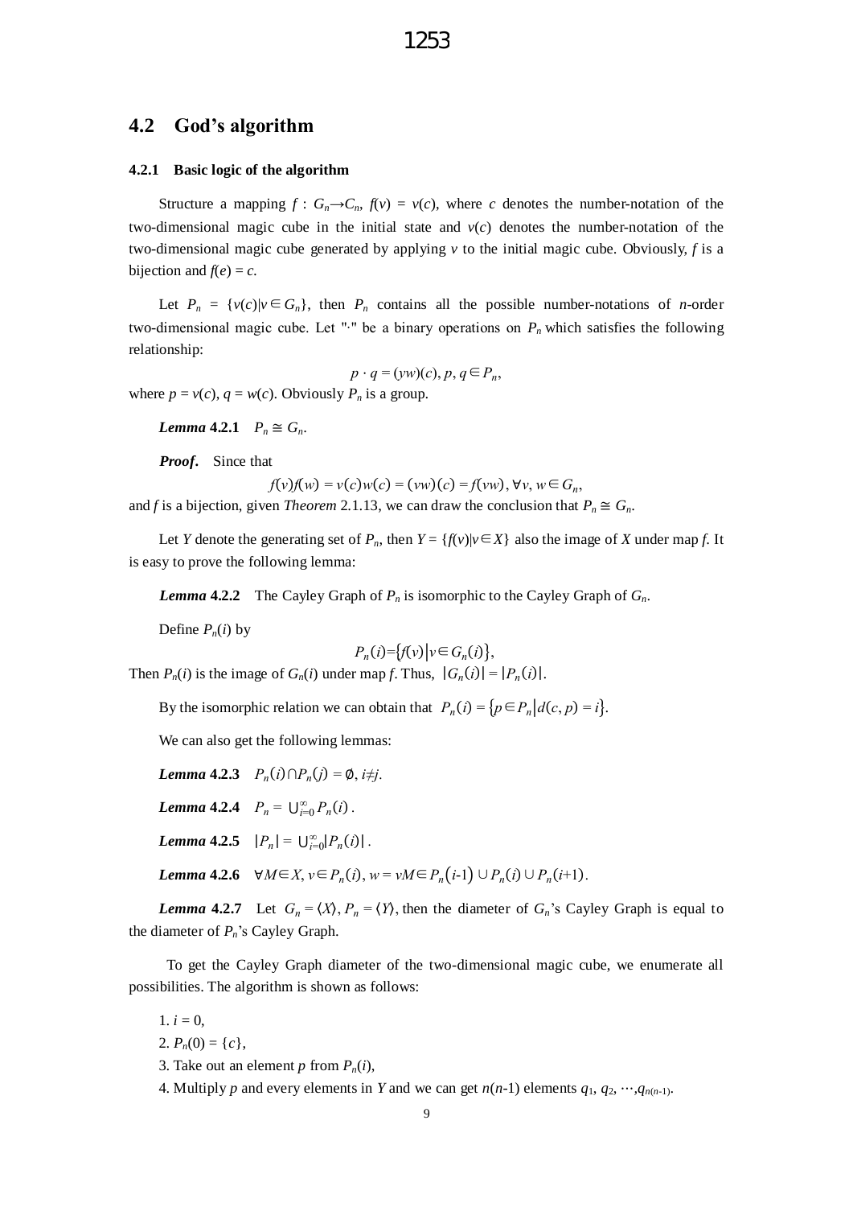## 4.2 God's algorithm

### 4.2.1 Basic logic of the algorithm

Structure a mapping $f : G_n \to C_n$, $f(v) = v(c)$, where $c$ denotes the number-notation of the two-dimensional magic cube in the initial state and $v(c)$ denotes the number-notation of the two-dimensional magic cube generated by applying $v$ to the initial magic cube. Obviously, $f$ is a bijection and $f(e) = c$.

Let $P_n = \{v(c)|v \in G_n\}$, then $P_n$ contains all the possible number-notations of $n$-order two-dimensional magic cube. Let "·" be a binary operations on $P_n$ which satisfies the following relationship:

$$p \cdot q = (yw)(c), p, q \in P_n,$$

where $p = v(c)$, $q = w(c)$. Obviously $P_n$ is a group.

***Lemma* 4.2.1** $P_n \cong G_n$.

***Proof*.** Since that

$$f(v)f(w) = v(c)w(c) = (vw)(c) = f(vw), \forall v, w \in G_n,$$

and $f$ is a bijection, given *Theorem* 2.1.13, we can draw the conclusion that $P_n \cong G_n$.

Let $Y$ denote the generating set of $P_n$, then $Y = \{f(v)|v \in X\}$ also the image of $X$ under map $f$. It is easy to prove the following lemma:

***Lemma* 4.2.2** The Cayley Graph of $P_n$ is isomorphic to the Cayley Graph of $G_n$.

Define $P_n(i)$ by

$$P_n(i)=\{f(v)|v \in G_n(i)\},$$

Then $P_n(i)$ is the image of $G_n(i)$ under map $f$. Thus, $|G_n(i)| = |P_n(i)|$.

By the isomorphic relation we can obtain that $P_n(i) = \{p \in P_n | d(c, p) = i\}$.

We can also get the following lemmas:

***Lemma* 4.2.3** $P_n(i) \cap P_n(j) = \emptyset$, $i \neq j$.

***Lemma* 4.2.4** $P_n = \bigcup_{i=0}^{\infty} P_n(i)$.

***Lemma* 4.2.5** $|P_n| = \bigcup_{i=0}^{\infty} |P_n(i)|$.

***Lemma* 4.2.6** $\forall M \in X, v \in P_n(i), w = vM \in P_n(i\text{-}1) \cup P_n(i) \cup P_n(i+1)$.

***Lemma* 4.2.7** Let $G_n = \langle X \rangle$, $P_n = \langle Y \rangle$, then the diameter of $G_n$'s Cayley Graph is equal to the diameter of $P_n$'s Cayley Graph.

To get the Cayley Graph diameter of the two-dimensional magic cube, we enumerate all possibilities. The algorithm is shown as follows:

1. $i = 0$,
2. $P_n(0) = \{c\}$,
3. Take out an element $p$ from $P_n(i)$,
4. Multiply $p$ and every elements in $Y$ and we can get $n(n\text{-}1)$ elements $q_1, q_2, \cdots, q_{n(n-1)}$.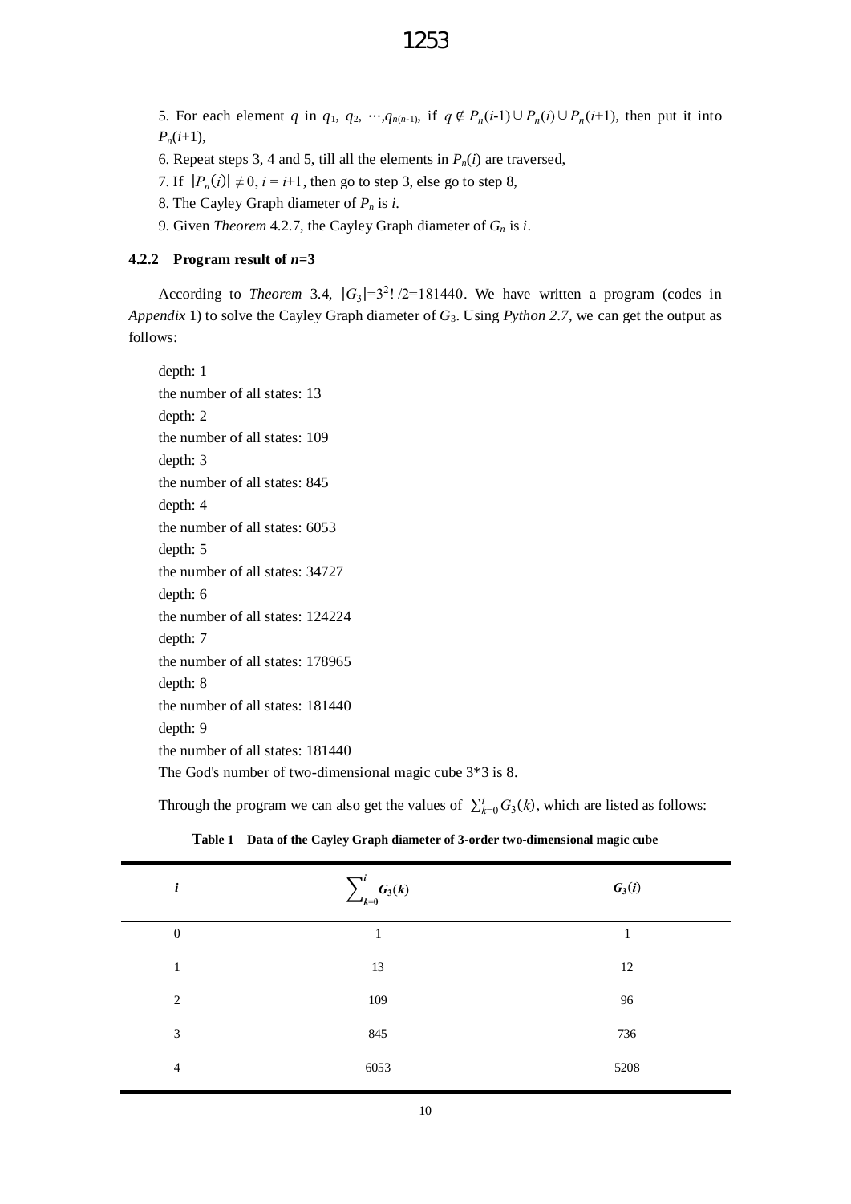5. For each element $q$ in $q_1$, $q_2$, $\cdots$,$q_{n(n-1)}$, if $q \notin P_n(i\text{-}1) \cup P_n(i) \cup P_n(i\text{+}1)$, then put it into $P_n(i\text{+}1)$,

6. Repeat steps 3, 4 and 5, till all the elements in $P_n(i)$ are traversed,

7. If $|P_n(i)| \neq 0$, $i = i\text{+}1$, then go to step 3, else go to step 8,

8. The Cayley Graph diameter of $P_n$ is $i$.

9. Given *Theorem* 4.2.7, the Cayley Graph diameter of $G_n$ is $i$.

### 4.2.2 Program result of *n*=3

According to *Theorem* 3.4, $|G_3|=3^2!/2=181440$. We have written a program (codes in *Appendix* 1) to solve the Cayley Graph diameter of $G_3$. Using *Python 2.7*, we can get the output as follows:

```
depth: 1
the number of all states: 13
depth: 2
the number of all states: 109
depth: 3
the number of all states: 845
depth: 4
the number of all states: 6053
depth: 5
the number of all states: 34727
depth: 6
the number of all states: 124224
depth: 7
the number of all states: 178965
depth: 8
the number of all states: 181440
depth: 9
the number of all states: 181440
The God's number of two-dimensional magic cube 3*3 is 8.
```

Through the program we can also get the values of $\sum_{k=0}^{i} G_3(k)$, which are listed as follows:

**Table 1 Data of the Cayley Graph diameter of 3-order two-dimensional magic cube**

| $i$ | $\sum_{k=0}^{i} G_3(k)$ | $G_3(i)$ |
|---|---|---|
| 0 | 1 | 1 |
| 1 | 13 | 12 |
| 2 | 109 | 96 |
| 3 | 845 | 736 |
| 4 | 6053 | 5208 |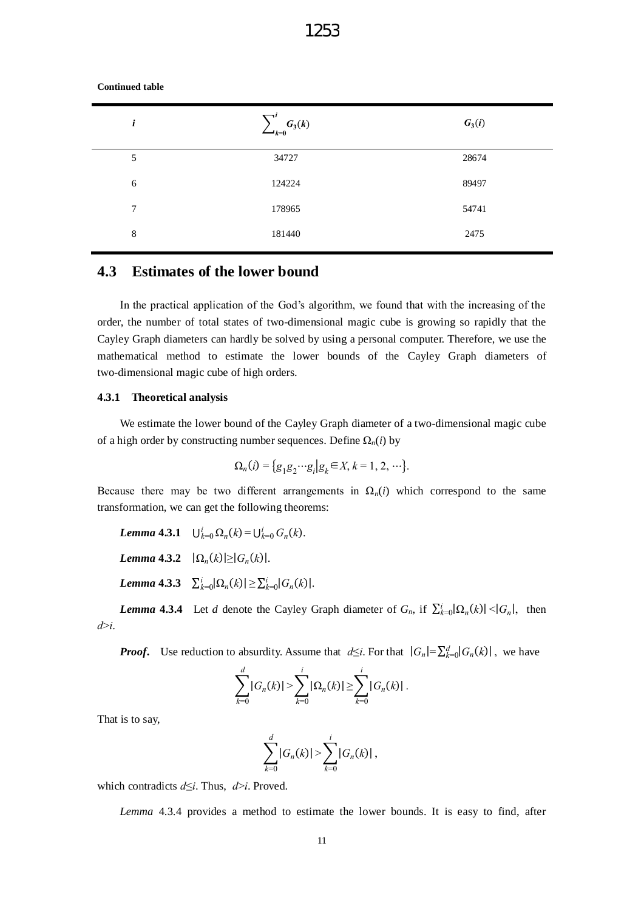**Continued table**

| $i$ | $\sum_{k=0}^{i} G_3(k)$ | $G_3(i)$ |
|---|---|---|
| 5 | 34727 | 28674 |
| 6 | 124224 | 89497 |
| 7 | 178965 | 54741 |
| 8 | 181440 | 2475 |

## 4.3 Estimates of the lower bound

In the practical application of the God's algorithm, we found that with the increasing of the order, the number of total states of two-dimensional magic cube is growing so rapidly that the Cayley Graph diameters can hardly be solved by using a personal computer. Therefore, we use the mathematical method to estimate the lower bounds of the Cayley Graph diameters of two-dimensional magic cube of high orders.

### 4.3.1 Theoretical analysis

We estimate the lower bound of the Cayley Graph diameter of a two-dimensional magic cube of a high order by constructing number sequences. Define $\Omega_n(i)$ by

$$\Omega_n(i) = \{g_1 g_2 \cdots g_i \mid g_k \in X, k = 1, 2, \cdots\}.$$

Because there may be two different arrangements in $\Omega_n(i)$ which correspond to the same transformation, we can get the following theorems:

***Lemma* 4.3.1** $\bigcup_{k=0}^{i} \Omega_n(k) = \bigcup_{k=0}^{i} G_n(k)$.

***Lemma* 4.3.2** $|\Omega_n(k)| \geq |G_n(k)|$.

***Lemma* 4.3.3** $\sum_{k=0}^{i} |\Omega_n(k)| \geq \sum_{k=0}^{i} |G_n(k)|$.

***Lemma* 4.3.4** Let $d$ denote the Cayley Graph diameter of $G_n$, if $\sum_{k=0}^{i} |\Omega_n(k)| < |G_n|$, then $d > i$.

***Proof*.** Use reduction to absurdity. Assume that $d \leq i$. For that $|G_n| = \sum_{k=0}^{d} |G_n(k)|$, we have

$$\sum_{k=0}^{d} |G_n(k)| > \sum_{k=0}^{i} |\Omega_n(k)| \geq \sum_{k=0}^{i} |G_n(k)| .$$

That is to say,

$$\sum_{k=0}^{d} |G_n(k)| > \sum_{k=0}^{i} |G_n(k)| ,$$

which contradicts $d \leq i$. Thus, $d > i$. Proved.

*Lemma* 4.3.4 provides a method to estimate the lower bounds. It is easy to find, after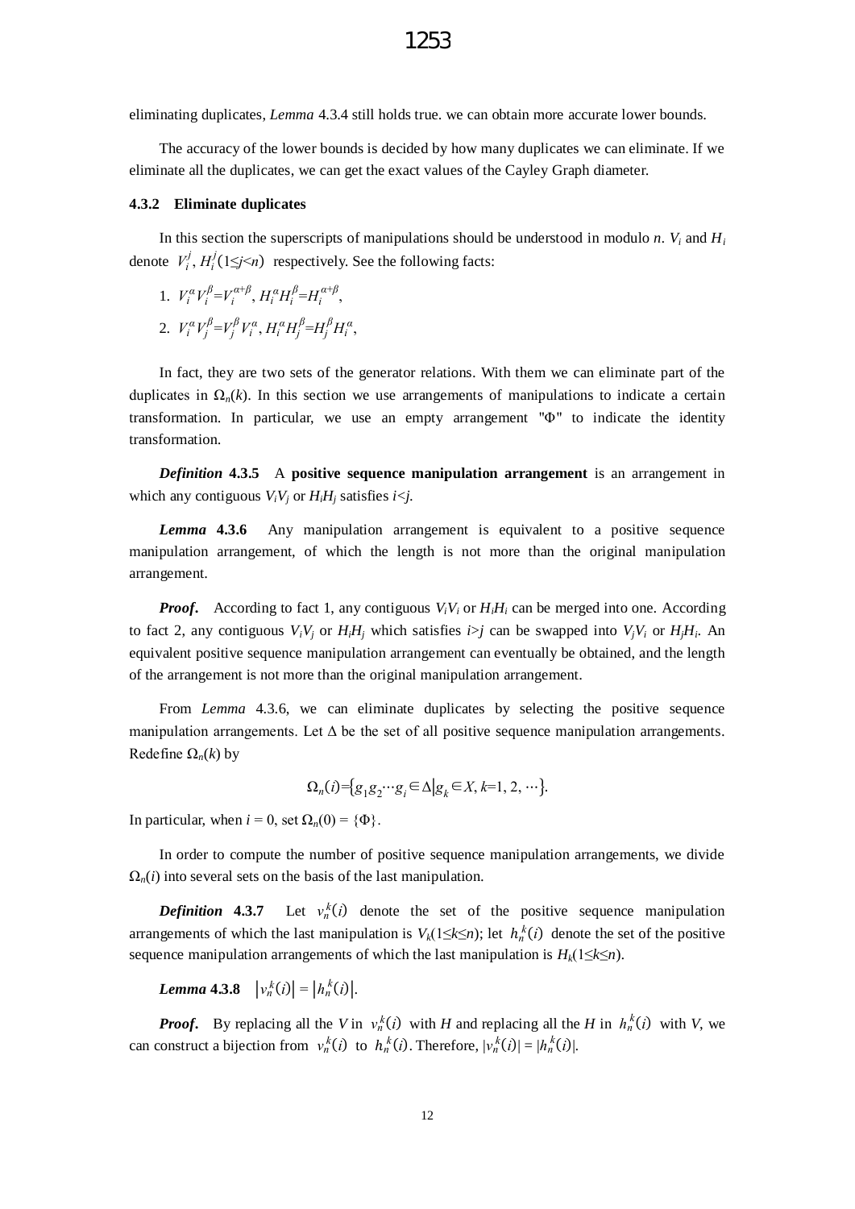eliminating duplicates, *Lemma* 4.3.4 still holds true. we can obtain more accurate lower bounds.

The accuracy of the lower bounds is decided by how many duplicates we can eliminate. If we eliminate all the duplicates, we can get the exact values of the Cayley Graph diameter.

### 4.3.2 Eliminate duplicates

In this section the superscripts of manipulations should be understood in modulo $n$. $V_i$ and $H_i$ denote $V_i^j, H_i^j (1 \le j < n)$ respectively. See the following facts:

1. $V_i^\alpha V_i^\beta = V_i^{\alpha+\beta}$, $H_i^\alpha H_i^\beta = H_i^{\alpha+\beta}$,
2. $V_i^\alpha V_j^\beta = V_j^\beta V_i^\alpha$, $H_i^\alpha H_j^\beta = H_j^\beta H_i^\alpha$,

In fact, they are two sets of the generator relations. With them we can eliminate part of the duplicates in $\Omega_n(k)$. In this section we use arrangements of manipulations to indicate a certain transformation. In particular, we use an empty arrangement "$\Phi$" to indicate the identity transformation.

***Definition* 4.3.5** A **positive sequence manipulation arrangement** is an arrangement in which any contiguous $V_iV_j$ or $H_iH_j$ satisfies $i<j$.

***Lemma* 4.3.6** Any manipulation arrangement is equivalent to a positive sequence manipulation arrangement, of which the length is not more than the original manipulation arrangement.

***Proof*.** According to fact 1, any contiguous $V_iV_i$ or $H_iH_i$ can be merged into one. According to fact 2, any contiguous $V_iV_j$ or $H_iH_j$ which satisfies $i>j$ can be swapped into $V_jV_i$ or $H_jH_i$. An equivalent positive sequence manipulation arrangement can eventually be obtained, and the length of the arrangement is not more than the original manipulation arrangement.

From *Lemma* 4.3.6, we can eliminate duplicates by selecting the positive sequence manipulation arrangements. Let $\Delta$ be the set of all positive sequence manipulation arrangements. Redefine $\Omega_n(k)$ by

$$\Omega_n(i) = \{g_1g_2\cdots g_i \in \Delta \mid g_k \in X, k=1, 2, \cdots\}.$$

In particular, when $i = 0$, set $\Omega_n(0) = \{\Phi\}$.

In order to compute the number of positive sequence manipulation arrangements, we divide $\Omega_n(i)$ into several sets on the basis of the last manipulation.

***Definition* 4.3.7** Let $v_n^k(i)$ denote the set of the positive sequence manipulation arrangements of which the last manipulation is $V_k (1 \le k \le n)$; let $h_n^k(i)$ denote the set of the positive sequence manipulation arrangements of which the last manipulation is $H_k (1 \le k \le n)$.

***Lemma* 4.3.8** $|v_n^k(i)| = |h_n^k(i)|$.

***Proof*.** By replacing all the $V$ in $v_n^k(i)$ with $H$ and replacing all the $H$ in $h_n^k(i)$ with $V$, we can construct a bijection from $v_n^k(i)$ to $h_n^k(i)$. Therefore, $|v_n^k(i)| = |h_n^k(i)|$.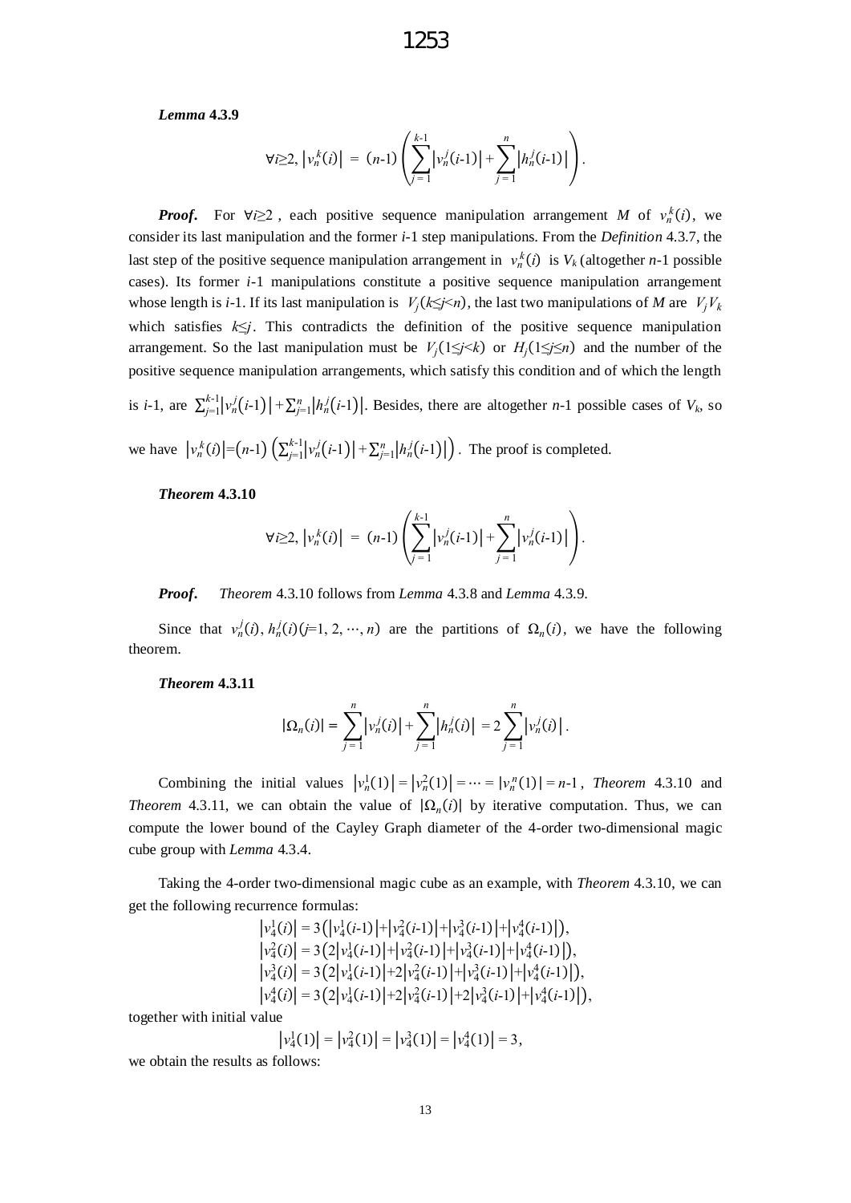***Lemma* 4.3.9**

$$\forall i \geq 2,\ \left|v_n^k(i)\right| = (n\text{-}1)\left(\sum_{j=1}^{k-1}\left|v_n^j(i\text{-}1)\right| + \sum_{j=1}^{n}\left|h_n^j(i\text{-}1)\right|\right).$$

***Proof*.** For $\forall i \geq 2$, each positive sequence manipulation arrangement $M$ of $v_n^k(i)$, we consider its last manipulation and the former $i$-1 step manipulations. From the *Definition* 4.3.7, the last step of the positive sequence manipulation arrangement in $v_n^k(i)$ is $V_k$ (altogether $n$-1 possible cases). Its former $i$-1 manipulations constitute a positive sequence manipulation arrangement whose length is $i$-1. If its last manipulation is $V_j(k \leq j < n)$, the last two manipulations of $M$ are $V_j V_k$ which satisfies $k \leq j$. This contradicts the definition of the positive sequence manipulation arrangement. So the last manipulation must be $V_j(1 \leq j < k)$ or $H_j(1 \leq j \leq n)$ and the number of the positive sequence manipulation arrangements, which satisfy this condition and of which the length is $i$-1, are $\sum_{j=1}^{k-1}\left|v_n^j(i\text{-}1)\right| + \sum_{j=1}^{n}\left|h_n^j(i\text{-}1)\right|$. Besides, there are altogether $n$-1 possible cases of $V_k$, so we have $\left|v_n^k(i)\right| = (n\text{-}1)\left(\sum_{j=1}^{k-1}\left|v_n^j(i\text{-}1)\right| + \sum_{j=1}^{n}\left|h_n^j(i\text{-}1)\right|\right)$. The proof is completed.

***Theorem* 4.3.10**

$$\forall i \geq 2,\ \left|v_n^k(i)\right| = (n\text{-}1)\left(\sum_{j=1}^{k-1}\left|v_n^j(i\text{-}1)\right| + \sum_{j=1}^{n}\left|v_n^j(i\text{-}1)\right|\right).$$

***Proof*.** *Theorem* 4.3.10 follows from *Lemma* 4.3.8 and *Lemma* 4.3.9.

Since that $v_n^j(i), h_n^j(i) (j=1, 2, \cdots, n)$ are the partitions of $\Omega_n(i)$, we have the following theorem.

***Theorem* 4.3.11**

$$|\Omega_n(i)| = \sum_{j=1}^{n}\left|v_n^j(i)\right| + \sum_{j=1}^{n}\left|h_n^j(i)\right| = 2\sum_{j=1}^{n}\left|v_n^j(i)\right|.$$

Combining the initial values $\left|v_n^1(1)\right| = \left|v_n^2(1)\right| = \cdots = \left|v_n^n(1)\right| = n\text{-}1$, *Theorem* 4.3.10 and *Theorem* 4.3.11, we can obtain the value of $|\Omega_n(i)|$ by iterative computation. Thus, we can compute the lower bound of the Cayley Graph diameter of the 4-order two-dimensional magic cube group with *Lemma* 4.3.4.

Taking the 4-order two-dimensional magic cube as an example, with *Theorem* 4.3.10, we can get the following recurrence formulas:

$$\begin{aligned}
\left|v_4^1(i)\right| &= 3\left(\left|v_4^1(i\text{-}1)\right| + \left|v_4^2(i\text{-}1)\right| + \left|v_4^3(i\text{-}1)\right| + \left|v_4^4(i\text{-}1)\right|\right),\\
\left|v_4^2(i)\right| &= 3\left(2\left|v_4^1(i\text{-}1)\right| + \left|v_4^2(i\text{-}1)\right| + \left|v_4^3(i\text{-}1)\right| + \left|v_4^4(i\text{-}1)\right|\right),\\
\left|v_4^3(i)\right| &= 3\left(2\left|v_4^1(i\text{-}1)\right| + 2\left|v_4^2(i\text{-}1)\right| + \left|v_4^3(i\text{-}1)\right| + \left|v_4^4(i\text{-}1)\right|\right),\\
\left|v_4^4(i)\right| &= 3\left(2\left|v_4^1(i\text{-}1)\right| + 2\left|v_4^2(i\text{-}1)\right| + 2\left|v_4^3(i\text{-}1)\right| + \left|v_4^4(i\text{-}1)\right|\right),
\end{aligned}$$

together with initial value

$$\left|v_4^1(1)\right| = \left|v_4^2(1)\right| = \left|v_4^3(1)\right| = \left|v_4^4(1)\right| = 3,$$

we obtain the results as follows: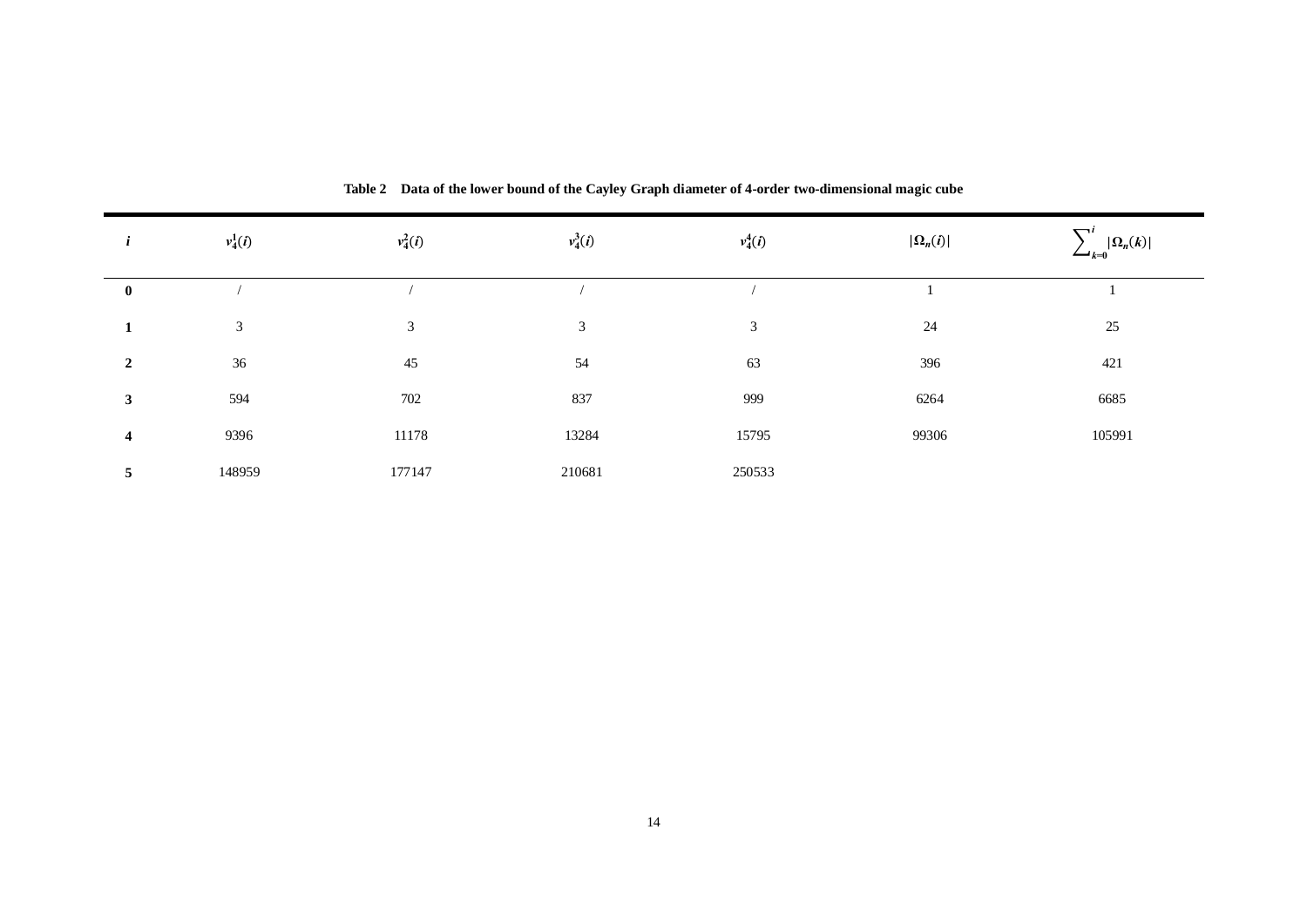**Table 2 Data of the lower bound of the Cayley Graph diameter of 4-order two-dimensional magic cube**

| $i$ | $v_4^1(i)$ | $v_4^2(i)$ | $v_4^3(i)$ | $v_4^4(i)$ | $\|\Omega_n(i)\|$ | $\sum_{k=0}^{i}\|\Omega_n(k)\|$ |
|---|---|---|---|---|---|---|
| **0** | / | / | / | / | 1 | 1 |
| **1** | 3 | 3 | 3 | 3 | 24 | 25 |
| **2** | 36 | 45 | 54 | 63 | 396 | 421 |
| **3** | 594 | 702 | 837 | 999 | 6264 | 6685 |
| **4** | 9396 | 11178 | 13284 | 15795 | 99306 | 105991 |
| **5** | 148959 | 177147 | 210681 | 250533 | | |